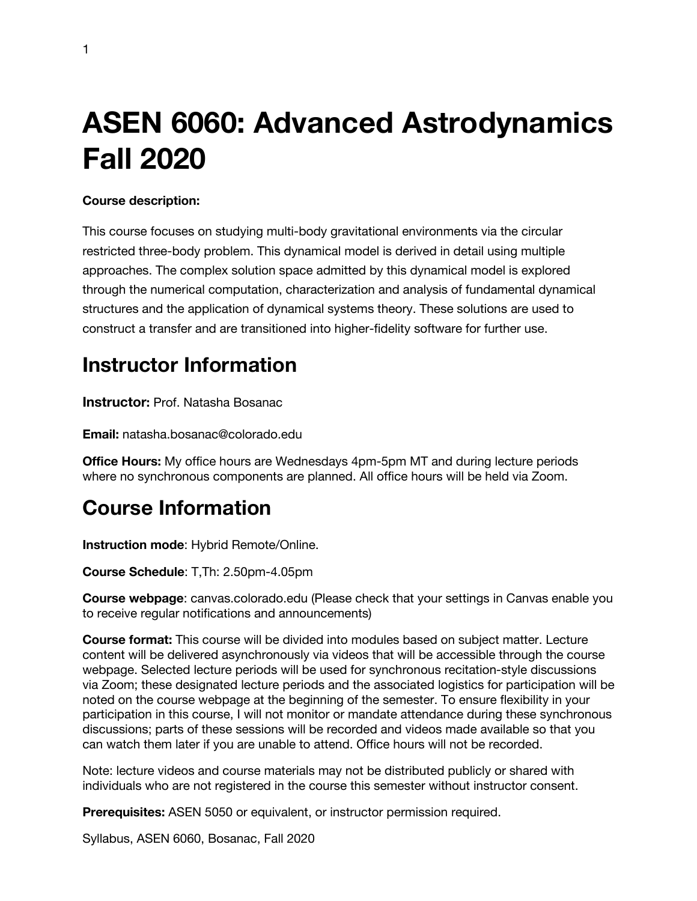# ASEN 6060: Advanced Astrodynamics Fall 2020

**Course description:**

This course focuses on studying multi-body gravitational environments via the circular restricted three-body problem. This dynamical model is derived in detail using multiple approaches. The complex solution space admitted by this dynamical model is explored through the numerical computation, characterization and analysis of fundamental dynamical structures and the application of dynamical systems theory. These solutions are used to construct a transfer and are transitioned into higher-fidelity software for further use.

## Instructor Information

**Instructor:** Prof. Natasha Bosanac

**Email:** natasha.bosanac@colorado.edu

**Office Hours:** My office hours are Wednesdays 4pm-5pm MT and during lecture periods where no synchronous components are planned. All office hours will be held via Zoom.

## Course Information

**Instruction mode**: Hybrid Remote/Online.

**Course Schedule**: T,Th: 2.50pm-4.05pm

**Course webpage**: canvas.colorado.edu (Please check that your settings in Canvas enable you to receive regular notifications and announcements)

**Course format:** This course will be divided into modules based on subject matter. Lecture content will be delivered asynchronously via videos that will be accessible through the course webpage. Selected lecture periods will be used for synchronous recitation-style discussions via Zoom; these designated lecture periods and the associated logistics for participation will be noted on the course webpage at the beginning of the semester. To ensure flexibility in your participation in this course, I will not monitor or mandate attendance during these synchronous discussions; parts of these sessions will be recorded and videos made available so that you can watch them later if you are unable to attend. Office hours will not be recorded.

Note: lecture videos and course materials may not be distributed publicly or shared with individuals who are not registered in the course this semester without instructor consent.

**Prerequisites:** ASEN 5050 or equivalent, or instructor permission required.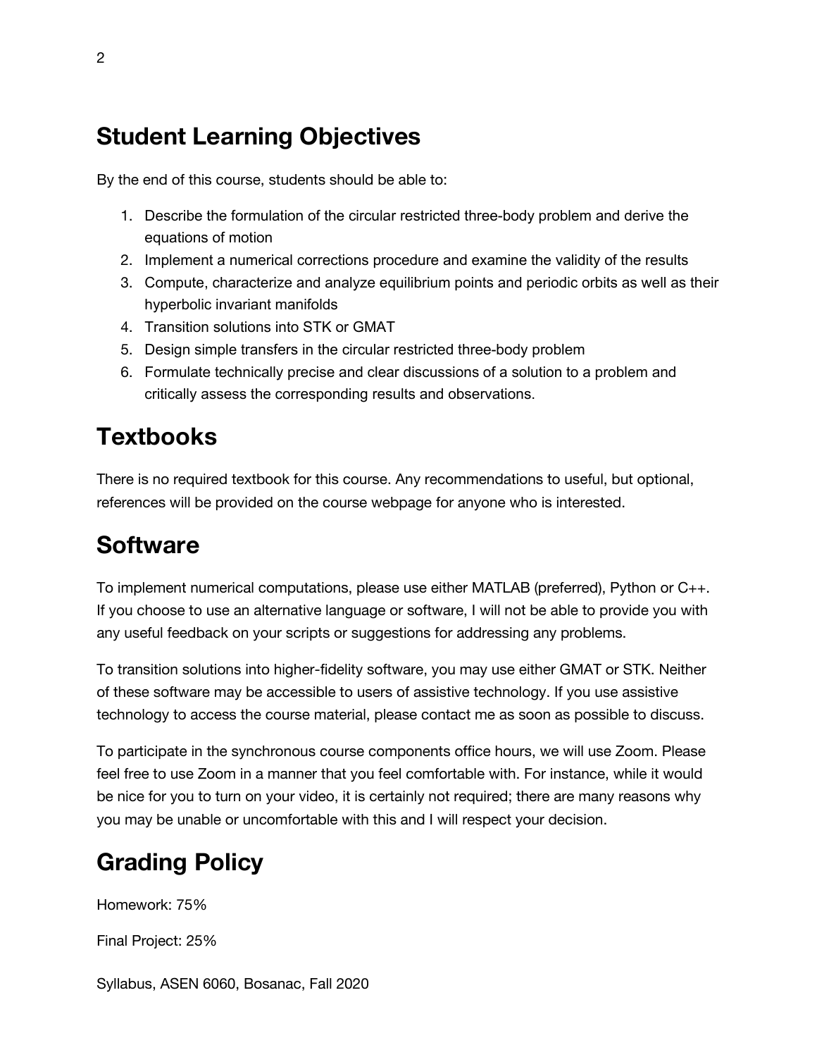## Student Learning Objectives

By the end of this course, students should be able to:

1. Describe the formulation of the circular restricted three-body problem and derive the equations of motion
2. Implement a numerical corrections procedure and examine the validity of the results
3. Compute, characterize and analyze equilibrium points and periodic orbits as well as their hyperbolic invariant manifolds
4. Transition solutions into STK or GMAT
5. Design simple transfers in the circular restricted three-body problem
6. Formulate technically precise and clear discussions of a solution to a problem and critically assess the corresponding results and observations.

## Textbooks

There is no required textbook for this course. Any recommendations to useful, but optional, references will be provided on the course webpage for anyone who is interested.

## Software

To implement numerical computations, please use either MATLAB (preferred), Python or C++. If you choose to use an alternative language or software, I will not be able to provide you with any useful feedback on your scripts or suggestions for addressing any problems.

To transition solutions into higher-fidelity software, you may use either GMAT or STK. Neither of these software may be accessible to users of assistive technology. If you use assistive technology to access the course material, please contact me as soon as possible to discuss.

To participate in the synchronous course components office hours, we will use Zoom. Please feel free to use Zoom in a manner that you feel comfortable with. For instance, while it would be nice for you to turn on your video, it is certainly not required; there are many reasons why you may be unable or uncomfortable with this and I will respect your decision.

## Grading Policy

Homework: 75%

Final Project: 25%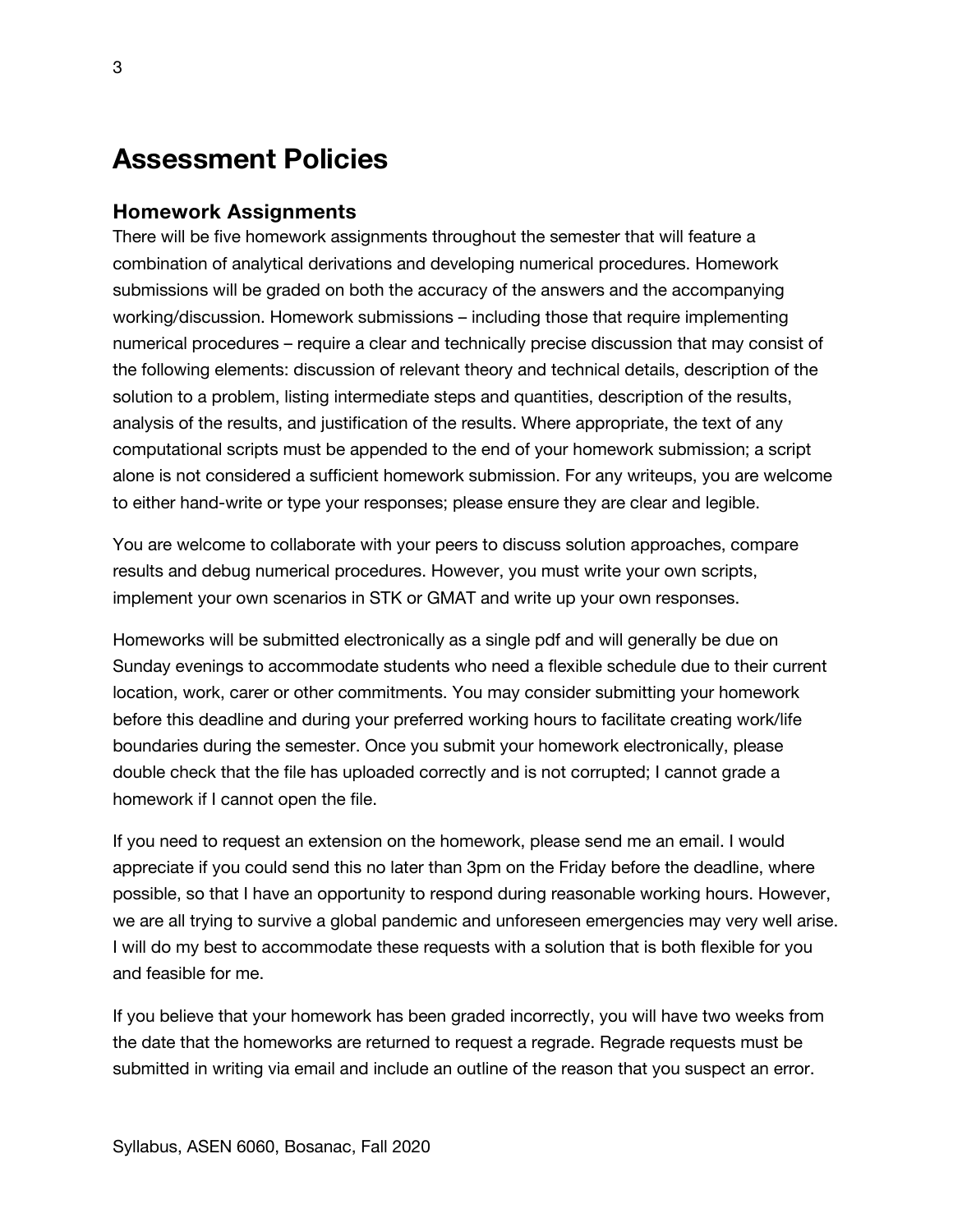# Assessment Policies

## Homework Assignments

There will be five homework assignments throughout the semester that will feature a combination of analytical derivations and developing numerical procedures. Homework submissions will be graded on both the accuracy of the answers and the accompanying working/discussion. Homework submissions – including those that require implementing numerical procedures – require a clear and technically precise discussion that may consist of the following elements: discussion of relevant theory and technical details, description of the solution to a problem, listing intermediate steps and quantities, description of the results, analysis of the results, and justification of the results. Where appropriate, the text of any computational scripts must be appended to the end of your homework submission; a script alone is not considered a sufficient homework submission. For any writeups, you are welcome to either hand-write or type your responses; please ensure they are clear and legible.

You are welcome to collaborate with your peers to discuss solution approaches, compare results and debug numerical procedures. However, you must write your own scripts, implement your own scenarios in STK or GMAT and write up your own responses.

Homeworks will be submitted electronically as a single pdf and will generally be due on Sunday evenings to accommodate students who need a flexible schedule due to their current location, work, carer or other commitments. You may consider submitting your homework before this deadline and during your preferred working hours to facilitate creating work/life boundaries during the semester. Once you submit your homework electronically, please double check that the file has uploaded correctly and is not corrupted; I cannot grade a homework if I cannot open the file.

If you need to request an extension on the homework, please send me an email. I would appreciate if you could send this no later than 3pm on the Friday before the deadline, where possible, so that I have an opportunity to respond during reasonable working hours. However, we are all trying to survive a global pandemic and unforeseen emergencies may very well arise. I will do my best to accommodate these requests with a solution that is both flexible for you and feasible for me.

If you believe that your homework has been graded incorrectly, you will have two weeks from the date that the homeworks are returned to request a regrade. Regrade requests must be submitted in writing via email and include an outline of the reason that you suspect an error.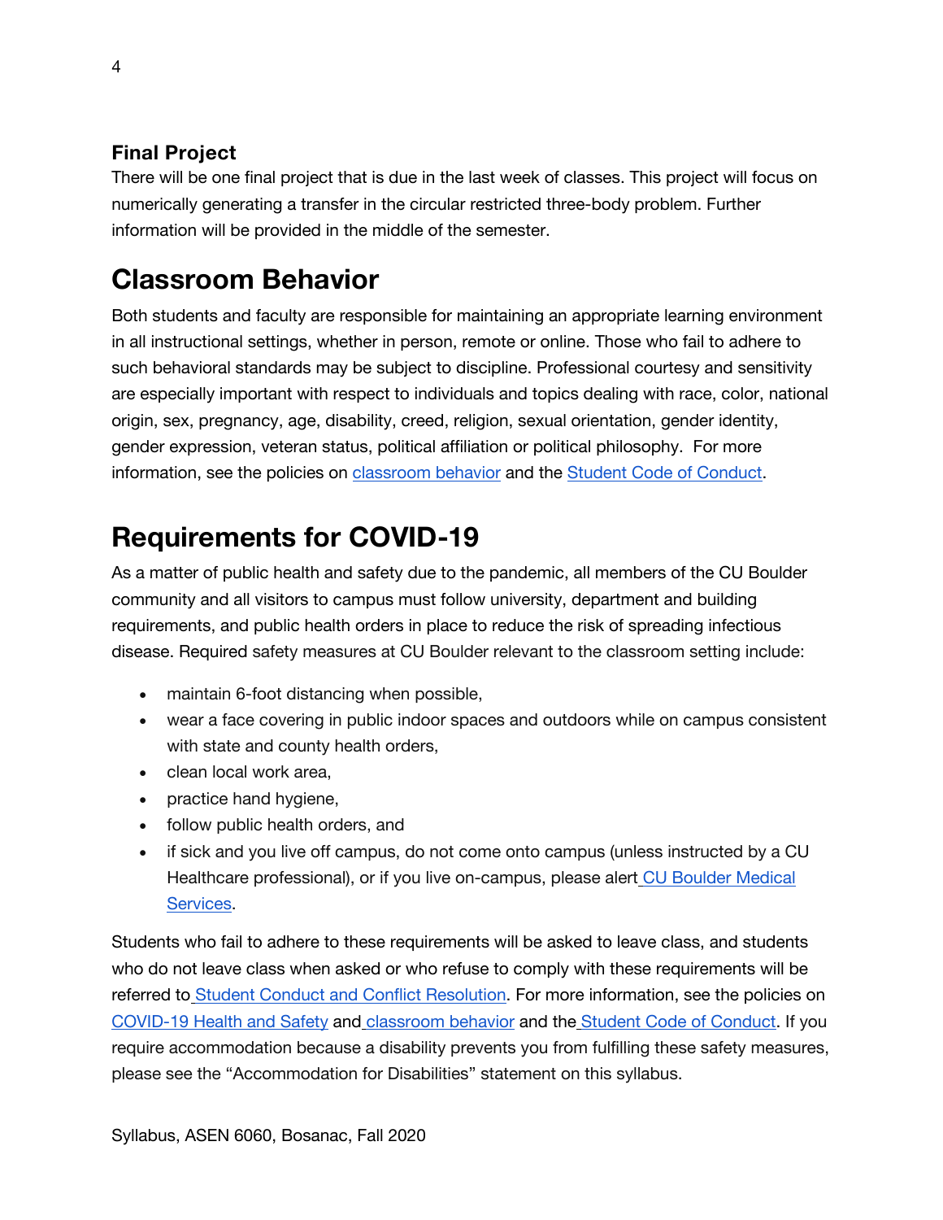### Final Project

There will be one final project that is due in the last week of classes. This project will focus on numerically generating a transfer in the circular restricted three-body problem. Further information will be provided in the middle of the semester.

# Classroom Behavior

Both students and faculty are responsible for maintaining an appropriate learning environment in all instructional settings, whether in person, remote or online. Those who fail to adhere to such behavioral standards may be subject to discipline. Professional courtesy and sensitivity are especially important with respect to individuals and topics dealing with race, color, national origin, sex, pregnancy, age, disability, creed, religion, sexual orientation, gender identity, gender expression, veteran status, political affiliation or political philosophy. For more information, see the policies on classroom behavior and the Student Code of Conduct.

# Requirements for COVID-19

As a matter of public health and safety due to the pandemic, all members of the CU Boulder community and all visitors to campus must follow university, department and building requirements, and public health orders in place to reduce the risk of spreading infectious disease. Required safety measures at CU Boulder relevant to the classroom setting include:

- maintain 6-foot distancing when possible,
- wear a face covering in public indoor spaces and outdoors while on campus consistent with state and county health orders,
- clean local work area,
- practice hand hygiene,
- follow public health orders, and
- if sick and you live off campus, do not come onto campus (unless instructed by a CU Healthcare professional), or if you live on-campus, please alert CU Boulder Medical Services.

Students who fail to adhere to these requirements will be asked to leave class, and students who do not leave class when asked or who refuse to comply with these requirements will be referred to Student Conduct and Conflict Resolution. For more information, see the policies on COVID-19 Health and Safety and classroom behavior and the Student Code of Conduct. If you require accommodation because a disability prevents you from fulfilling these safety measures, please see the "Accommodation for Disabilities" statement on this syllabus.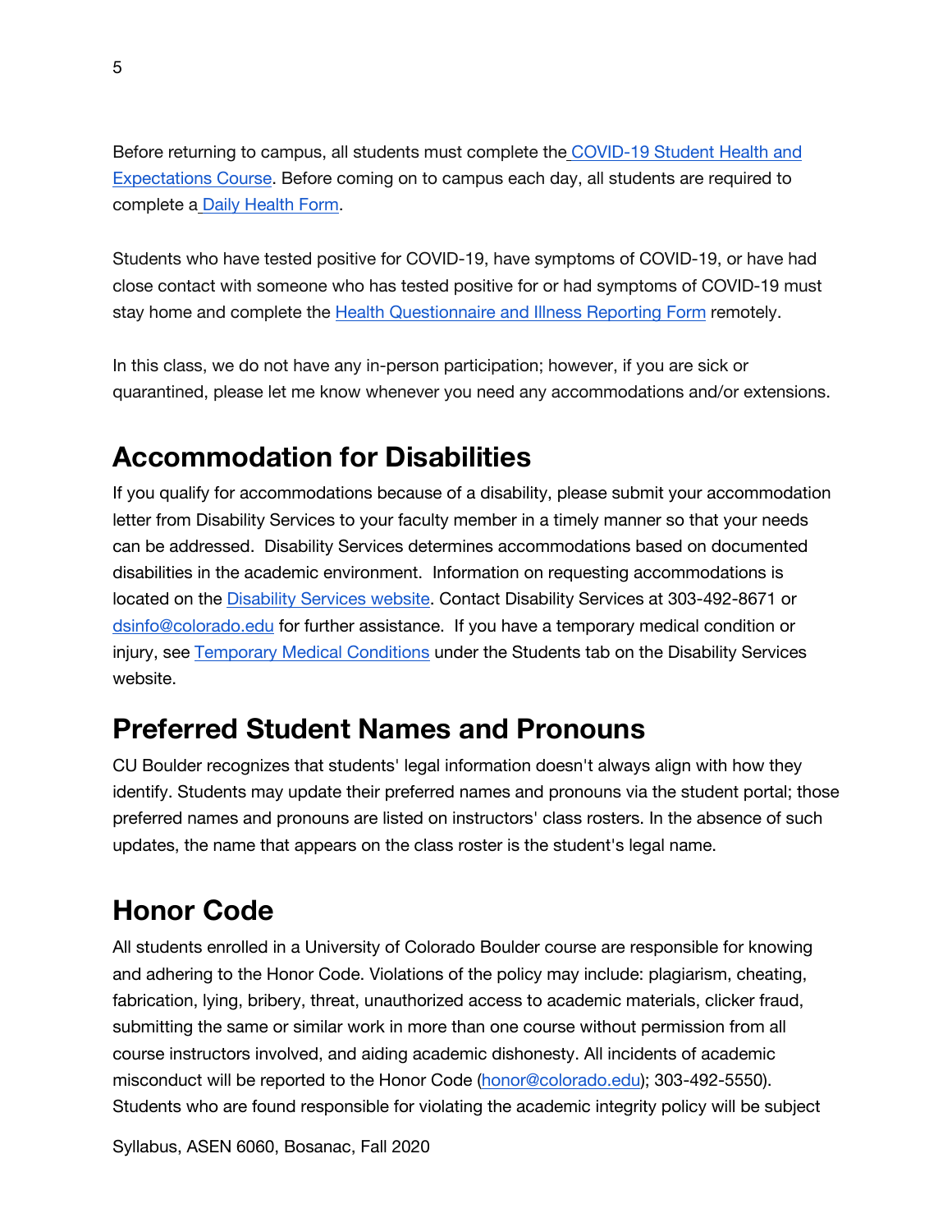Before returning to campus, all students must complete the [COVID-19 Student Health and Expectations Course](). Before coming on to campus each day, all students are required to complete a [Daily Health Form]().

Students who have tested positive for COVID-19, have symptoms of COVID-19, or have had close contact with someone who has tested positive for or had symptoms of COVID-19 must stay home and complete the [Health Questionnaire and Illness Reporting Form]() remotely.

In this class, we do not have any in-person participation; however, if you are sick or quarantined, please let me know whenever you need any accommodations and/or extensions.

# Accommodation for Disabilities

If you qualify for accommodations because of a disability, please submit your accommodation letter from Disability Services to your faculty member in a timely manner so that your needs can be addressed. Disability Services determines accommodations based on documented disabilities in the academic environment. Information on requesting accommodations is located on the [Disability Services website](). Contact Disability Services at 303-492-8671 or [dsinfo@colorado.edu](mailto:dsinfo@colorado.edu) for further assistance. If you have a temporary medical condition or injury, see [Temporary Medical Conditions]() under the Students tab on the Disability Services website.

# Preferred Student Names and Pronouns

CU Boulder recognizes that students' legal information doesn't always align with how they identify. Students may update their preferred names and pronouns via the student portal; those preferred names and pronouns are listed on instructors' class rosters. In the absence of such updates, the name that appears on the class roster is the student's legal name.

# Honor Code

All students enrolled in a University of Colorado Boulder course are responsible for knowing and adhering to the Honor Code. Violations of the policy may include: plagiarism, cheating, fabrication, lying, bribery, threat, unauthorized access to academic materials, clicker fraud, submitting the same or similar work in more than one course without permission from all course instructors involved, and aiding academic dishonesty. All incidents of academic misconduct will be reported to the Honor Code ([honor@colorado.edu](mailto:honor@colorado.edu)); 303-492-5550). Students who are found responsible for violating the academic integrity policy will be subject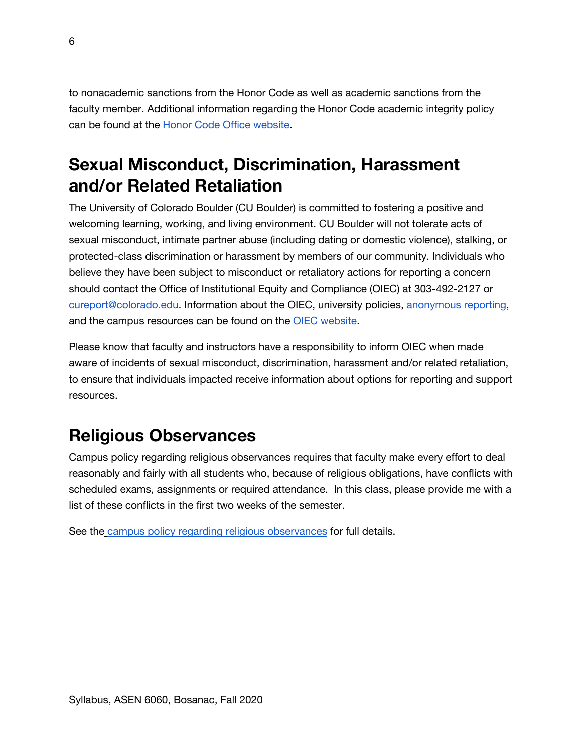to nonacademic sanctions from the Honor Code as well as academic sanctions from the faculty member. Additional information regarding the Honor Code academic integrity policy can be found at the Honor Code Office website.

# Sexual Misconduct, Discrimination, Harassment and/or Related Retaliation

The University of Colorado Boulder (CU Boulder) is committed to fostering a positive and welcoming learning, working, and living environment. CU Boulder will not tolerate acts of sexual misconduct, intimate partner abuse (including dating or domestic violence), stalking, or protected-class discrimination or harassment by members of our community. Individuals who believe they have been subject to misconduct or retaliatory actions for reporting a concern should contact the Office of Institutional Equity and Compliance (OIEC) at 303-492-2127 or cureport@colorado.edu. Information about the OIEC, university policies, anonymous reporting, and the campus resources can be found on the OIEC website.

Please know that faculty and instructors have a responsibility to inform OIEC when made aware of incidents of sexual misconduct, discrimination, harassment and/or related retaliation, to ensure that individuals impacted receive information about options for reporting and support resources.

# Religious Observances

Campus policy regarding religious observances requires that faculty make every effort to deal reasonably and fairly with all students who, because of religious obligations, have conflicts with scheduled exams, assignments or required attendance. In this class, please provide me with a list of these conflicts in the first two weeks of the semester.

See the campus policy regarding religious observances for full details.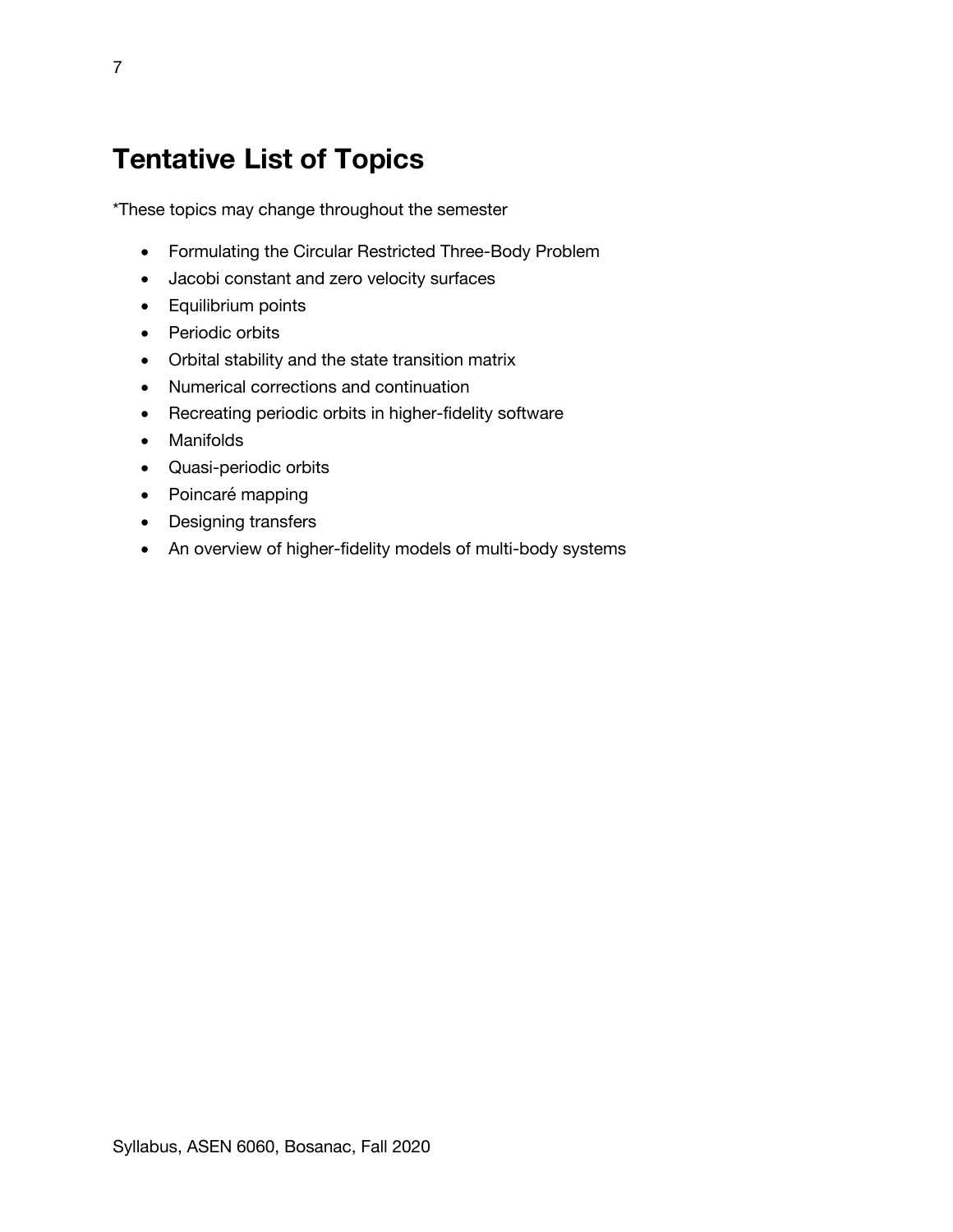## Tentative List of Topics

*These topics may change throughout the semester

- Formulating the Circular Restricted Three-Body Problem
- Jacobi constant and zero velocity surfaces
- Equilibrium points
- Periodic orbits
- Orbital stability and the state transition matrix
- Numerical corrections and continuation
- Recreating periodic orbits in higher-fidelity software
- Manifolds
- Quasi-periodic orbits
- Poincaré mapping
- Designing transfers
- An overview of higher-fidelity models of multi-body systems